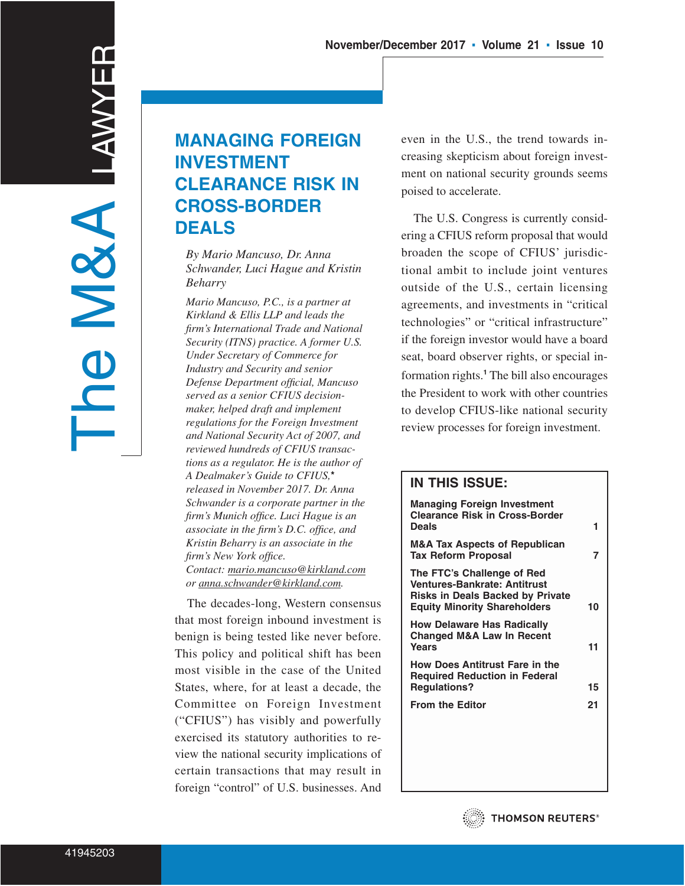# MANAGING FOREIGN INVESTMENT CLEARANCE RISK IN CROSS-BORDER DEALS

*By Mario Mancuso, Dr. Anna Schwander, Luci Hague and Kristin Beharry*

*Mario Mancuso, P.C., is a partner at Kirkland & Ellis LLP and leads the firm's International Trade and National Security (ITNS) practice. A former U.S. Under Secretary of Commerce for Industry and Security and senior Defense Department official, Mancuso served as a senior CFIUS decision-maker, helped draft and implement regulations for the Foreign Investment and National Security Act of 2007, and reviewed hundreds of CFIUS transactions as a regulator. He is the author of A Dealmaker's Guide to CFIUS,\* released in November 2017. Dr. Anna Schwander is a corporate partner in the firm's Munich office. Luci Hague is an associate in the firm's D.C. office, and Kristin Beharry is an associate in the firm's New York office. Contact: mario.mancuso@kirkland.com or anna.schwander@kirkland.com.*

The decades-long, Western consensus that most foreign inbound investment is benign is being tested like never before. This policy and political shift has been most visible in the case of the United States, where, for at least a decade, the Committee on Foreign Investment ("CFIUS") has visibly and powerfully exercised its statutory authorities to review the national security implications of certain transactions that may result in foreign "control" of U.S. businesses. And even in the U.S., the trend towards increasing skepticism about foreign investment on national security grounds seems poised to accelerate.

The U.S. Congress is currently considering a CFIUS reform proposal that would broaden the scope of CFIUS' jurisdictional ambit to include joint ventures outside of the U.S., certain licensing agreements, and investments in "critical technologies" or "critical infrastructure" if the foreign investor would have a board seat, board observer rights, or special information rights.[1] The bill also encourages the President to work with other countries to develop CFIUS-like national security review processes for foreign investment.

**IN THIS ISSUE:**

| | |
|---|---|
| Managing Foreign Investment Clearance Risk in Cross-Border Deals | 1 |
| M&A Tax Aspects of Republican Tax Reform Proposal | 7 |
| The FTC's Challenge of Red Ventures-Bankrate: Antitrust Risks in Deals Backed by Private Equity Minority Shareholders | 10 |
| How Delaware Has Radically Changed M&A Law In Recent Years | 11 |
| How Does Antitrust Fare in the Required Reduction in Federal Regulations? | 15 |
| From the Editor | 21 |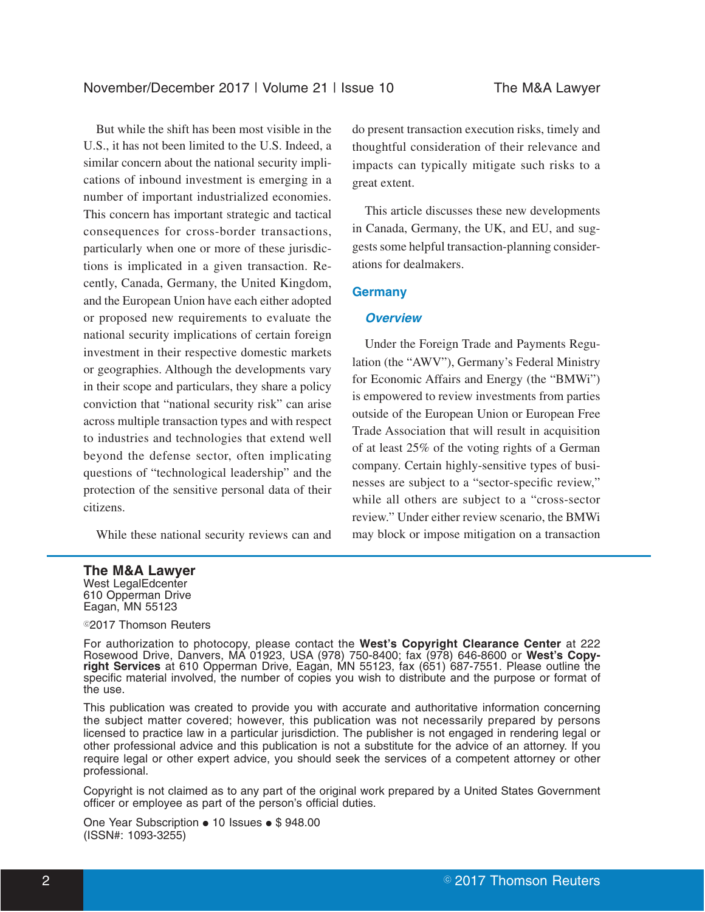But while the shift has been most visible in the U.S., it has not been limited to the U.S. Indeed, a similar concern about the national security implications of inbound investment is emerging in a number of important industrialized economies. This concern has important strategic and tactical consequences for cross-border transactions, particularly when one or more of these jurisdictions is implicated in a given transaction. Recently, Canada, Germany, the United Kingdom, and the European Union have each either adopted or proposed new requirements to evaluate the national security implications of certain foreign investment in their respective domestic markets or geographies. Although the developments vary in their scope and particulars, they share a policy conviction that "national security risk" can arise across multiple transaction types and with respect to industries and technologies that extend well beyond the defense sector, often implicating questions of "technological leadership" and the protection of the sensitive personal data of their citizens.

While these national security reviews can and do present transaction execution risks, timely and thoughtful consideration of their relevance and impacts can typically mitigate such risks to a great extent.

This article discusses these new developments in Canada, Germany, the UK, and EU, and suggests some helpful transaction-planning considerations for dealmakers.

## Germany

### *Overview*

Under the Foreign Trade and Payments Regulation (the "AWV"), Germany's Federal Ministry for Economic Affairs and Energy (the "BMWi") is empowered to review investments from parties outside of the European Union or European Free Trade Association that will result in acquisition of at least 25% of the voting rights of a German company. Certain highly-sensitive types of businesses are subject to a "sector-specific review," while all others are subject to a "cross-sector review." Under either review scenario, the BMWi may block or impose mitigation on a transaction

---

**The M&A Lawyer**
West LegalEdcenter
610 Opperman Drive
Eagan, MN 55123

©2017 Thomson Reuters

For authorization to photocopy, please contact the **West's Copyright Clearance Center** at 222 Rosewood Drive, Danvers, MA 01923, USA (978) 750-8400; fax (978) 646-8600 or **West's Copyright Services** at 610 Opperman Drive, Eagan, MN 55123, fax (651) 687-7551. Please outline the specific material involved, the number of copies you wish to distribute and the purpose or format of the use.

This publication was created to provide you with accurate and authoritative information concerning the subject matter covered; however, this publication was not necessarily prepared by persons licensed to practice law in a particular jurisdiction. The publisher is not engaged in rendering legal or other professional advice and this publication is not a substitute for the advice of an attorney. If you require legal or other expert advice, you should seek the services of a competent attorney or other professional.

Copyright is not claimed as to any part of the original work prepared by a United States Government officer or employee as part of the person's official duties.

One Year Subscription ● 10 Issues ● $ 948.00
(ISSN#: 1093-3255)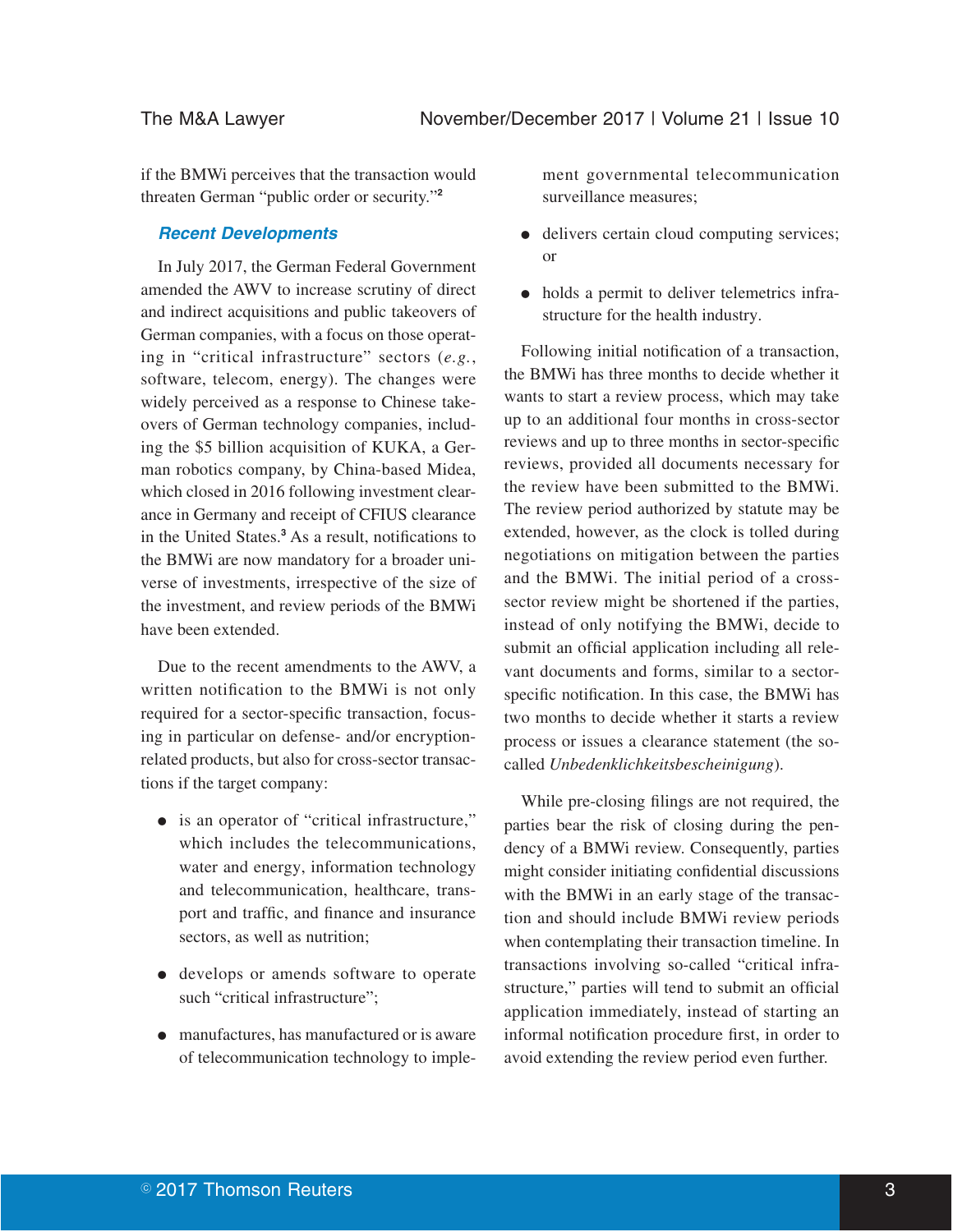if the BMWi perceives that the transaction would threaten German "public order or security."[2]

### Recent Developments

In July 2017, the German Federal Government amended the AWV to increase scrutiny of direct and indirect acquisitions and public takeovers of German companies, with a focus on those operating in "critical infrastructure" sectors (*e.g.*, software, telecom, energy). The changes were widely perceived as a response to Chinese takeovers of German technology companies, including the $5 billion acquisition of KUKA, a German robotics company, by China-based Midea, which closed in 2016 following investment clearance in Germany and receipt of CFIUS clearance in the United States.[3] As a result, notifications to the BMWi are now mandatory for a broader universe of investments, irrespective of the size of the investment, and review periods of the BMWi have been extended.

Due to the recent amendments to the AWV, a written notification to the BMWi is not only required for a sector-specific transaction, focusing in particular on defense- and/or encryption-related products, but also for cross-sector transactions if the target company:

- is an operator of "critical infrastructure," which includes the telecommunications, water and energy, information technology and telecommunication, healthcare, transport and traffic, and finance and insurance sectors, as well as nutrition;
- develops or amends software to operate such "critical infrastructure";
- manufactures, has manufactured or is aware of telecommunication technology to implement governmental telecommunication surveillance measures;
- delivers certain cloud computing services; or
- holds a permit to deliver telemetrics infrastructure for the health industry.

Following initial notification of a transaction, the BMWi has three months to decide whether it wants to start a review process, which may take up to an additional four months in cross-sector reviews and up to three months in sector-specific reviews, provided all documents necessary for the review have been submitted to the BMWi. The review period authorized by statute may be extended, however, as the clock is tolled during negotiations on mitigation between the parties and the BMWi. The initial period of a cross-sector review might be shortened if the parties, instead of only notifying the BMWi, decide to submit an official application including all relevant documents and forms, similar to a sector-specific notification. In this case, the BMWi has two months to decide whether it starts a review process or issues a clearance statement (the so-called *Unbedenklichkeitsbescheinigung*).

While pre-closing filings are not required, the parties bear the risk of closing during the pendency of a BMWi review. Consequently, parties might consider initiating confidential discussions with the BMWi in an early stage of the transaction and should include BMWi review periods when contemplating their transaction timeline. In transactions involving so-called "critical infrastructure," parties will tend to submit an official application immediately, instead of starting an informal notification procedure first, in order to avoid extending the review period even further.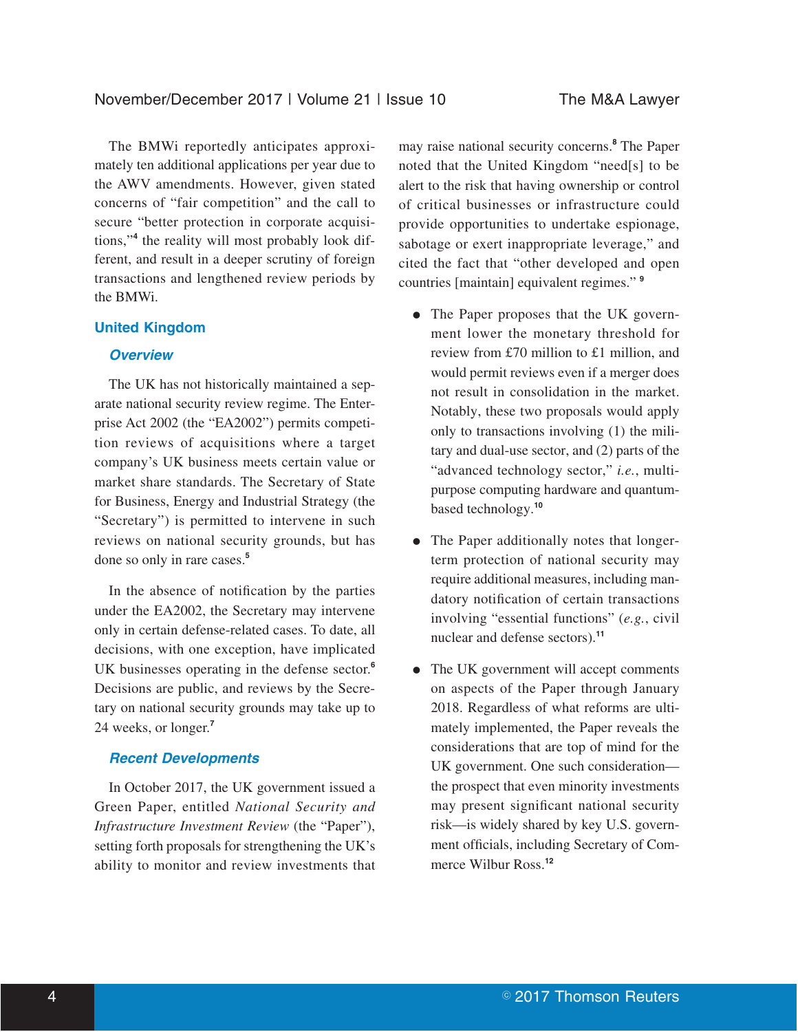The BMWi reportedly anticipates approximately ten additional applications per year due to the AWV amendments. However, given stated concerns of "fair competition" and the call to secure "better protection in corporate acquisitions,"[4] the reality will most probably look different, and result in a deeper scrutiny of foreign transactions and lengthened review periods by the BMWi.

## United Kingdom

### *Overview*

The UK has not historically maintained a separate national security review regime. The Enterprise Act 2002 (the "EA2002") permits competition reviews of acquisitions where a target company's UK business meets certain value or market share standards. The Secretary of State for Business, Energy and Industrial Strategy (the "Secretary") is permitted to intervene in such reviews on national security grounds, but has done so only in rare cases.[5]

In the absence of notification by the parties under the EA2002, the Secretary may intervene only in certain defense-related cases. To date, all decisions, with one exception, have implicated UK businesses operating in the defense sector.[6] Decisions are public, and reviews by the Secretary on national security grounds may take up to 24 weeks, or longer.[7]

### *Recent Developments*

In October 2017, the UK government issued a Green Paper, entitled *National Security and Infrastructure Investment Review* (the "Paper"), setting forth proposals for strengthening the UK's ability to monitor and review investments that may raise national security concerns.[8] The Paper noted that the United Kingdom "need[s] to be alert to the risk that having ownership or control of critical businesses or infrastructure could provide opportunities to undertake espionage, sabotage or exert inappropriate leverage," and cited the fact that "other developed and open countries [maintain] equivalent regimes."[9]

- The Paper proposes that the UK government lower the monetary threshold for review from £70 million to £1 million, and would permit reviews even if a merger does not result in consolidation in the market. Notably, these two proposals would apply only to transactions involving (1) the military and dual-use sector, and (2) parts of the "advanced technology sector," *i.e.*, multi-purpose computing hardware and quantum-based technology.[10]

- The Paper additionally notes that longer-term protection of national security may require additional measures, including mandatory notification of certain transactions involving "essential functions" (*e.g.*, civil nuclear and defense sectors).[11]

- The UK government will accept comments on aspects of the Paper through January 2018. Regardless of what reforms are ultimately implemented, the Paper reveals the considerations that are top of mind for the UK government. One such consideration—the prospect that even minority investments may present significant national security risk—is widely shared by key U.S. government officials, including Secretary of Commerce Wilbur Ross.[12]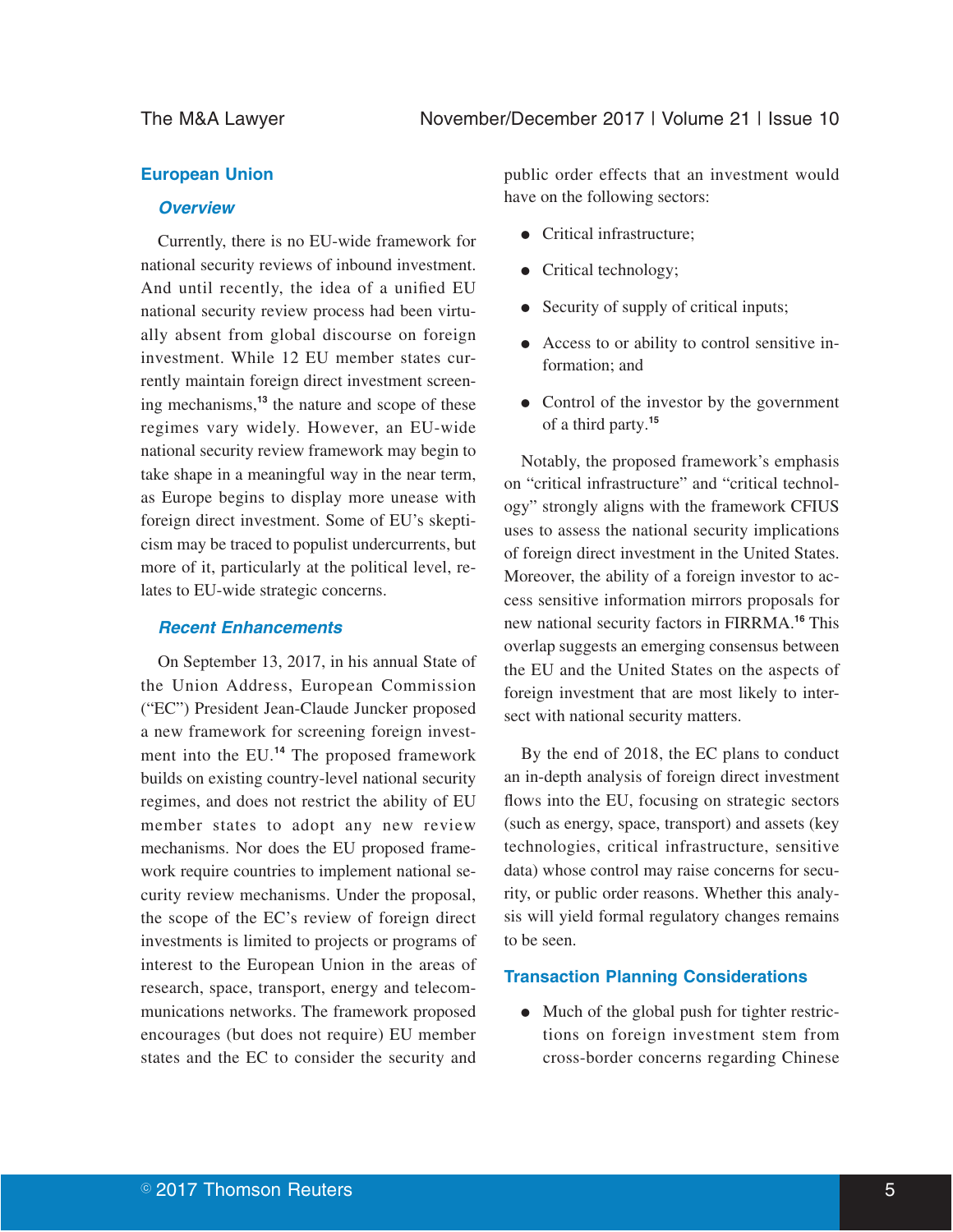## European Union

### Overview

Currently, there is no EU-wide framework for national security reviews of inbound investment. And until recently, the idea of a unified EU national security review process had been virtually absent from global discourse on foreign investment. While 12 EU member states currently maintain foreign direct investment screening mechanisms,[13] the nature and scope of these regimes vary widely. However, an EU-wide national security review framework may begin to take shape in a meaningful way in the near term, as Europe begins to display more unease with foreign direct investment. Some of EU's skepticism may be traced to populist undercurrents, but more of it, particularly at the political level, relates to EU-wide strategic concerns.

### Recent Enhancements

On September 13, 2017, in his annual State of the Union Address, European Commission ("EC") President Jean-Claude Juncker proposed a new framework for screening foreign investment into the EU.[14] The proposed framework builds on existing country-level national security regimes, and does not restrict the ability of EU member states to adopt any new review mechanisms. Nor does the EU proposed framework require countries to implement national security review mechanisms. Under the proposal, the scope of the EC's review of foreign direct investments is limited to projects or programs of interest to the European Union in the areas of research, space, transport, energy and telecommunications networks. The framework proposed encourages (but does not require) EU member states and the EC to consider the security and public order effects that an investment would have on the following sectors:

- Critical infrastructure;
- Critical technology;
- Security of supply of critical inputs;
- Access to or ability to control sensitive information; and
- Control of the investor by the government of a third party.[15]

Notably, the proposed framework's emphasis on "critical infrastructure" and "critical technology" strongly aligns with the framework CFIUS uses to assess the national security implications of foreign direct investment in the United States. Moreover, the ability of a foreign investor to access sensitive information mirrors proposals for new national security factors in FIRRMA.[16] This overlap suggests an emerging consensus between the EU and the United States on the aspects of foreign investment that are most likely to intersect with national security matters.

By the end of 2018, the EC plans to conduct an in-depth analysis of foreign direct investment flows into the EU, focusing on strategic sectors (such as energy, space, transport) and assets (key technologies, critical infrastructure, sensitive data) whose control may raise concerns for security, or public order reasons. Whether this analysis will yield formal regulatory changes remains to be seen.

## Transaction Planning Considerations

- Much of the global push for tighter restrictions on foreign investment stem from cross-border concerns regarding Chinese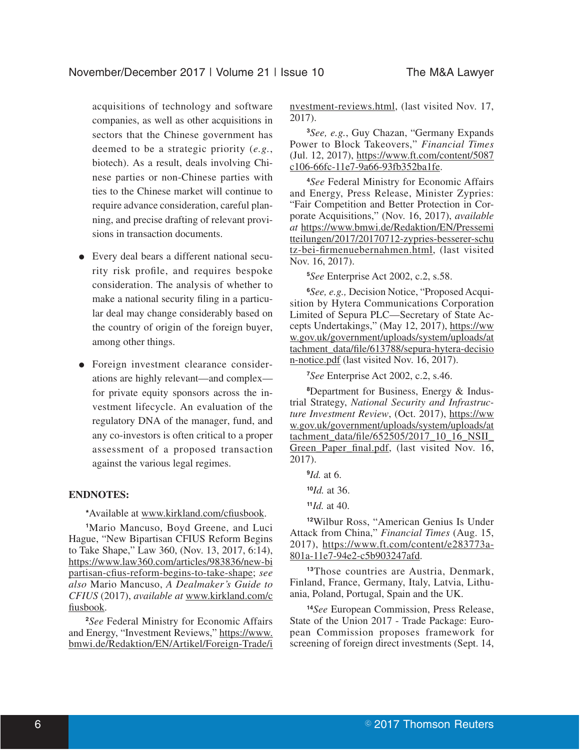acquisitions of technology and software companies, as well as other acquisitions in sectors that the Chinese government has deemed to be a strategic priority (*e.g.*, biotech). As a result, deals involving Chinese parties or non-Chinese parties with ties to the Chinese market will continue to require advance consideration, careful planning, and precise drafting of relevant provisions in transaction documents.

- Every deal bears a different national security risk profile, and requires bespoke consideration. The analysis of whether to make a national security filing in a particular deal may change considerably based on the country of origin of the foreign buyer, among other things.

- Foreign investment clearance considerations are highly relevant—and complex—for private equity sponsors across the investment lifecycle. An evaluation of the regulatory DNA of the manager, fund, and any co-investors is often critical to a proper assessment of a proposed transaction against the various legal regimes.

**ENDNOTES:**

*Available at www.kirkland.com/cfiusbook.

[1]Mario Mancuso, Boyd Greene, and Luci Hague, "New Bipartisan CFIUS Reform Begins to Take Shape," Law 360, (Nov. 13, 2017, 6:14), https://www.law360.com/articles/983836/new-bipartisan-cfius-reform-begins-to-take-shape; *see also* Mario Mancuso, *A Dealmaker's Guide to CFIUS* (2017), *available at* www.kirkland.com/cfiusbook.

[2]*See* Federal Ministry for Economic Affairs and Energy, "Investment Reviews," https://www.bmwi.de/Redaktion/EN/Artikel/Foreign-Trade/investment-reviews.html, (last visited Nov. 17, 2017).

[3]*See, e.g.*, Guy Chazan, "Germany Expands Power to Block Takeovers," *Financial Times* (Jul. 12, 2017), https://www.ft.com/content/5087c106-66fc-11e7-9a66-93fb352ba1fe.

[4]*See* Federal Ministry for Economic Affairs and Energy, Press Release, Minister Zypries: "Fair Competition and Better Protection in Corporate Acquisitions," (Nov. 16, 2017), *available at* https://www.bmwi.de/Redaktion/EN/Pressemitteilungen/2017/20170712-zypries-besserer-schutz-bei-firmenuebernahmen.html, (last visited Nov. 16, 2017).

[5]*See* Enterprise Act 2002, c.2, s.58.

[6]*See, e.g.,* Decision Notice, "Proposed Acquisition by Hytera Communications Corporation Limited of Sepura PLC—Secretary of State Accepts Undertakings," (May 12, 2017), https://www.gov.uk/government/uploads/system/uploads/attachment_data/file/613788/sepura-hytera-decision-notice.pdf (last visited Nov. 16, 2017).

[7]*See* Enterprise Act 2002, c.2, s.46.

[8]Department for Business, Energy & Industrial Strategy, *National Security and Infrastructure Investment Review*, (Oct. 2017), https://www.gov.uk/government/uploads/system/uploads/attachment_data/file/652505/2017_10_16_NSII_Green_Paper_final.pdf, (last visited Nov. 16, 2017).

[9]*Id.* at 6.

[10]*Id.* at 36.

[11]*Id.* at 40.

[12]Wilbur Ross, "American Genius Is Under Attack from China," *Financial Times* (Aug. 15, 2017), https://www.ft.com/content/e283773a-801a-11e7-94e2-c5b903247afd.

[13]Those countries are Austria, Denmark, Finland, France, Germany, Italy, Latvia, Lithuania, Poland, Portugal, Spain and the UK.

[14]*See* European Commission, Press Release, State of the Union 2017 - Trade Package: European Commission proposes framework for screening of foreign direct investments (Sept. 14,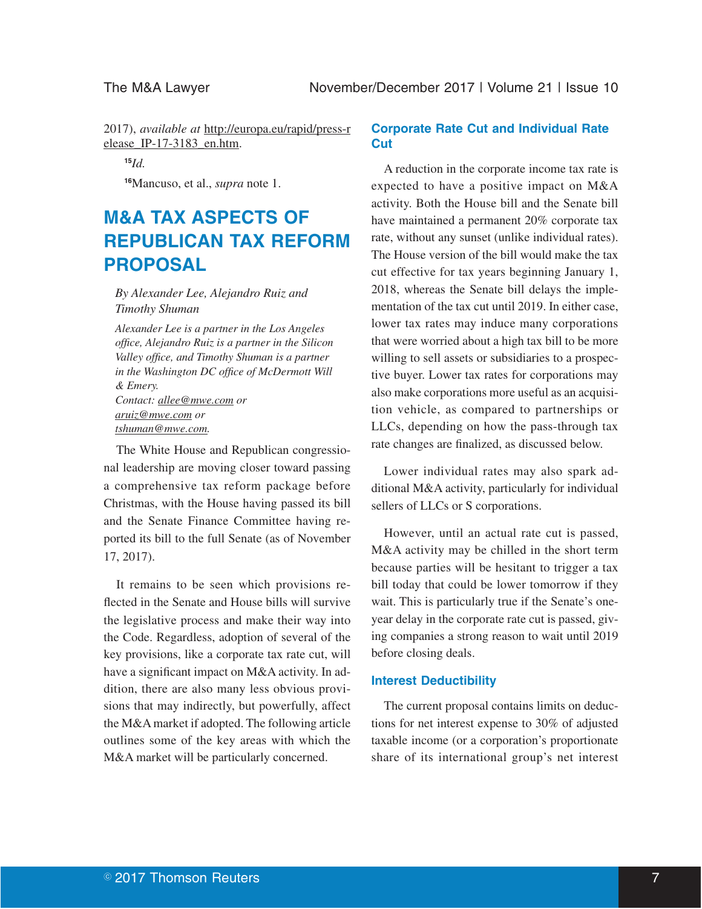2017), *available at* http://europa.eu/rapid/press-release_IP-17-3183_en.htm.

[15]*Id.*

[16]Mancuso, et al., *supra* note 1.

# M&A TAX ASPECTS OF REPUBLICAN TAX REFORM PROPOSAL

*By Alexander Lee, Alejandro Ruiz and Timothy Shuman*

*Alexander Lee is a partner in the Los Angeles office, Alejandro Ruiz is a partner in the Silicon Valley office, and Timothy Shuman is a partner in the Washington DC office of McDermott Will & Emery.*
*Contact: allee@mwe.com or aruiz@mwe.com or tshuman@mwe.com.*

The White House and Republican congressional leadership are moving closer toward passing a comprehensive tax reform package before Christmas, with the House having passed its bill and the Senate Finance Committee having reported its bill to the full Senate (as of November 17, 2017).

It remains to be seen which provisions reflected in the Senate and House bills will survive the legislative process and make their way into the Code. Regardless, adoption of several of the key provisions, like a corporate tax rate cut, will have a significant impact on M&A activity. In addition, there are also many less obvious provisions that may indirectly, but powerfully, affect the M&A market if adopted. The following article outlines some of the key areas with which the M&A market will be particularly concerned.

## Corporate Rate Cut and Individual Rate Cut

A reduction in the corporate income tax rate is expected to have a positive impact on M&A activity. Both the House bill and the Senate bill have maintained a permanent 20% corporate tax rate, without any sunset (unlike individual rates). The House version of the bill would make the tax cut effective for tax years beginning January 1, 2018, whereas the Senate bill delays the implementation of the tax cut until 2019. In either case, lower tax rates may induce many corporations that were worried about a high tax bill to be more willing to sell assets or subsidiaries to a prospective buyer. Lower tax rates for corporations may also make corporations more useful as an acquisition vehicle, as compared to partnerships or LLCs, depending on how the pass-through tax rate changes are finalized, as discussed below.

Lower individual rates may also spark additional M&A activity, particularly for individual sellers of LLCs or S corporations.

However, until an actual rate cut is passed, M&A activity may be chilled in the short term because parties will be hesitant to trigger a tax bill today that could be lower tomorrow if they wait. This is particularly true if the Senate's one-year delay in the corporate rate cut is passed, giving companies a strong reason to wait until 2019 before closing deals.

## Interest Deductibility

The current proposal contains limits on deductions for net interest expense to 30% of adjusted taxable income (or a corporation's proportionate share of its international group's net interest